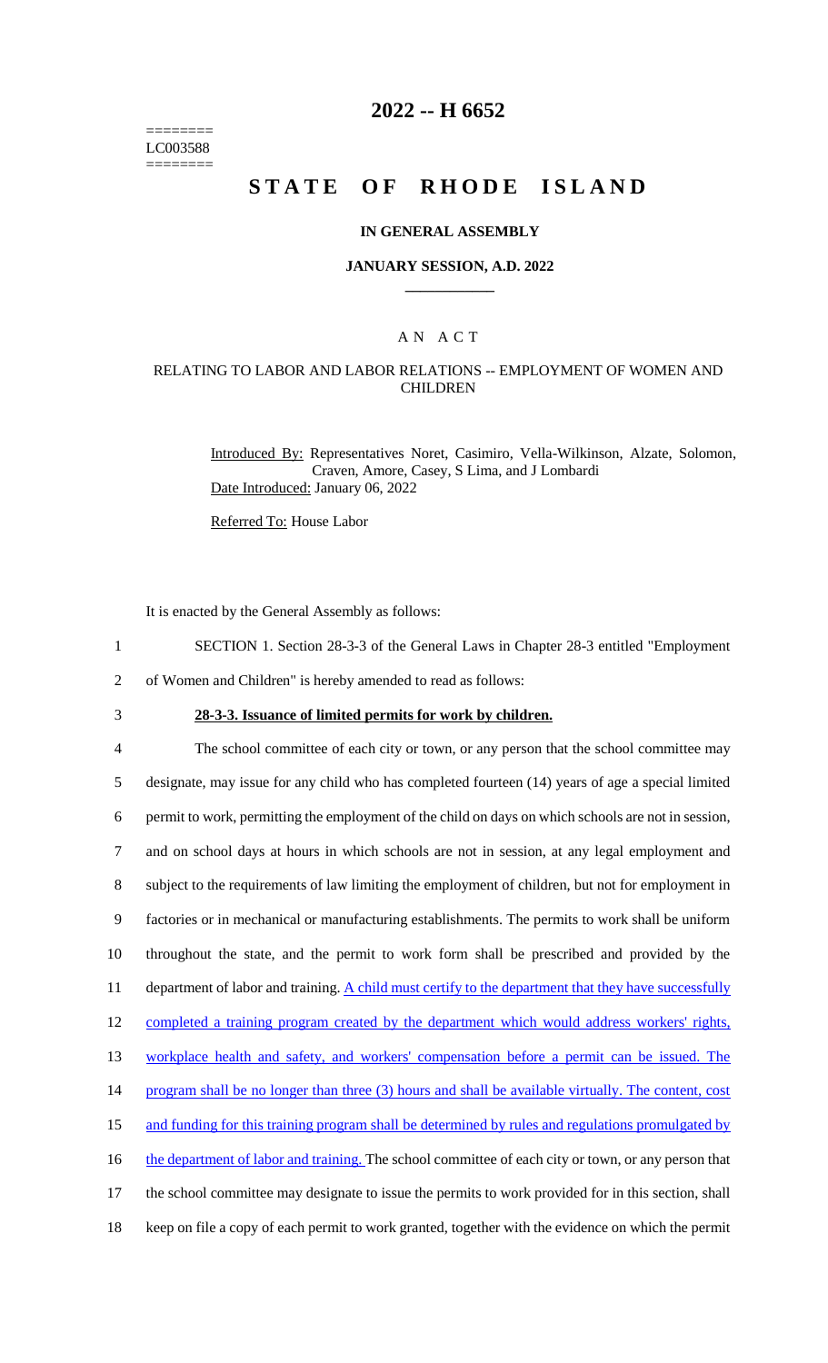========
LC003588
========

# 2022 -- H 6652

# STATE OF RHODE ISLAND

## IN GENERAL ASSEMBLY

### JANUARY SESSION, A.D. 2022

### A N A C T

### RELATING TO LABOR AND LABOR RELATIONS -- EMPLOYMENT OF WOMEN AND CHILDREN

Introduced By: Representatives Noret, Casimiro, Vella-Wilkinson, Alzate, Solomon, Craven, Amore, Casey, S Lima, and J Lombardi
Date Introduced: January 06, 2022

Referred To: House Labor

It is enacted by the General Assembly as follows:

1 SECTION 1. Section 28-3-3 of the General Laws in Chapter 28-3 entitled "Employment
2 of Women and Children" is hereby amended to read as follows:

3 **28-3-3. Issuance of limited permits for work by children.**

4 The school committee of each city or town, or any person that the school committee may
5 designate, may issue for any child who has completed fourteen (14) years of age a special limited
6 permit to work, permitting the employment of the child on days on which schools are not in session,
7 and on school days at hours in which schools are not in session, at any legal employment and
8 subject to the requirements of law limiting the employment of children, but not for employment in
9 factories or in mechanical or manufacturing establishments. The permits to work shall be uniform
10 throughout the state, and the permit to work form shall be prescribed and provided by the
11 department of labor and training. A child must certify to the department that they have successfully
12 completed a training program created by the department which would address workers' rights,
13 workplace health and safety, and workers' compensation before a permit can be issued. The
14 program shall be no longer than three (3) hours and shall be available virtually. The content, cost
15 and funding for this training program shall be determined by rules and regulations promulgated by
16 the department of labor and training. The school committee of each city or town, or any person that
17 the school committee may designate to issue the permits to work provided for in this section, shall
18 keep on file a copy of each permit to work granted, together with the evidence on which the permit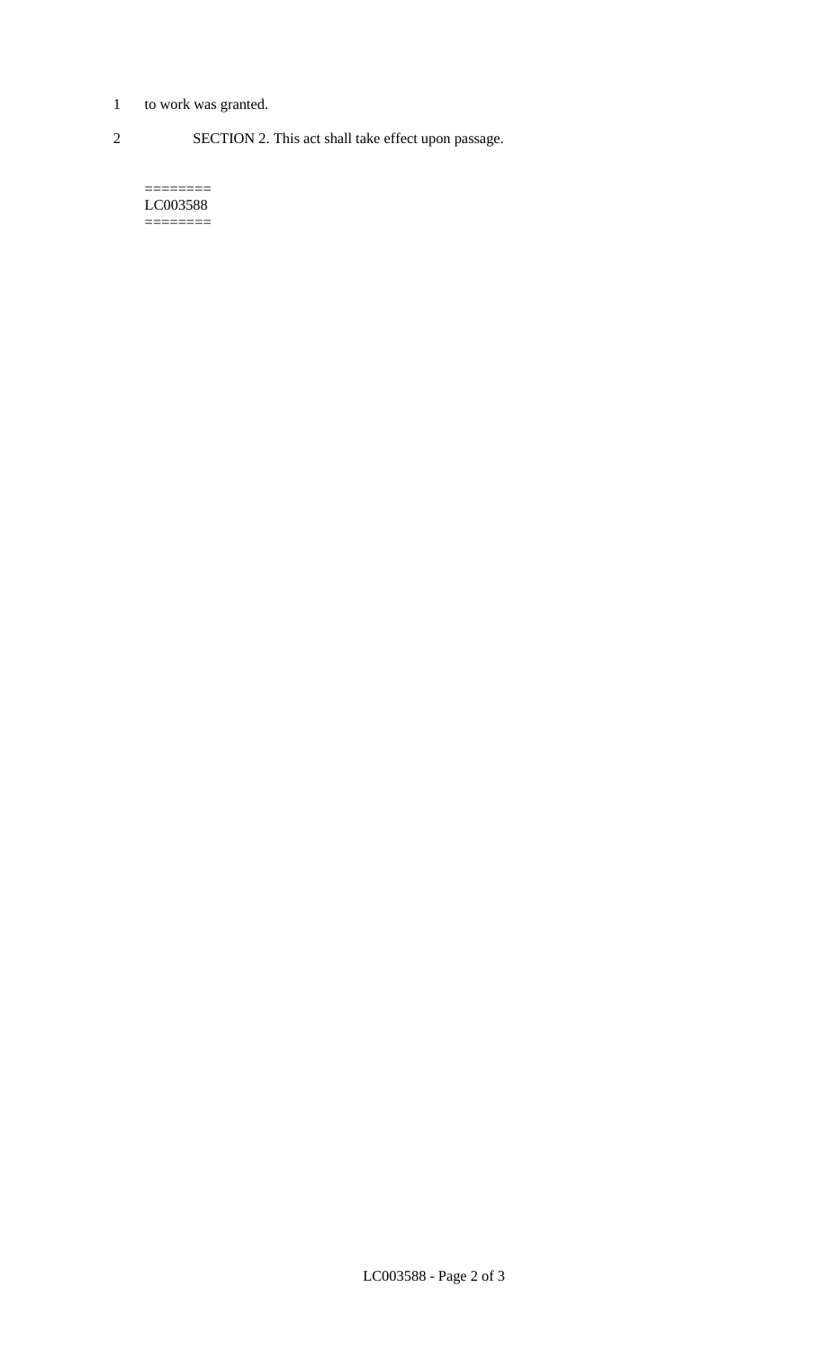to work was granted.

SECTION 2. This act shall take effect upon passage.

========
LC003588
========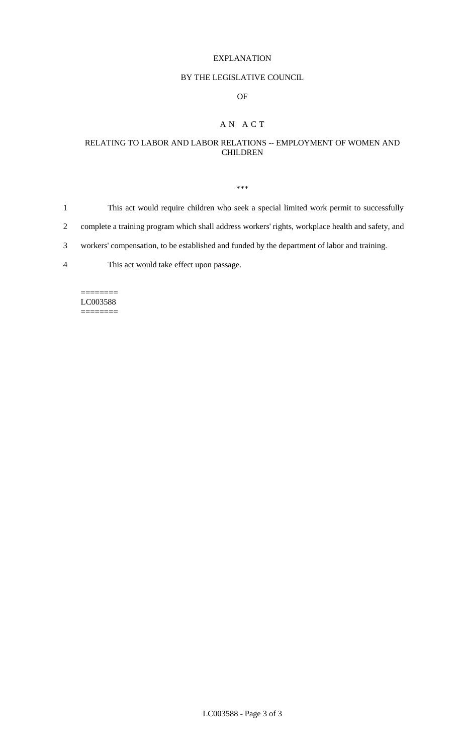EXPLANATION

BY THE LEGISLATIVE COUNCIL

OF

A N A C T

RELATING TO LABOR AND LABOR RELATIONS -- EMPLOYMENT OF WOMEN AND CHILDREN

***

This act would require children who seek a special limited work permit to successfully complete a training program which shall address workers' rights, workplace health and safety, and workers' compensation, to be established and funded by the department of labor and training.

This act would take effect upon passage.

========
LC003588
========